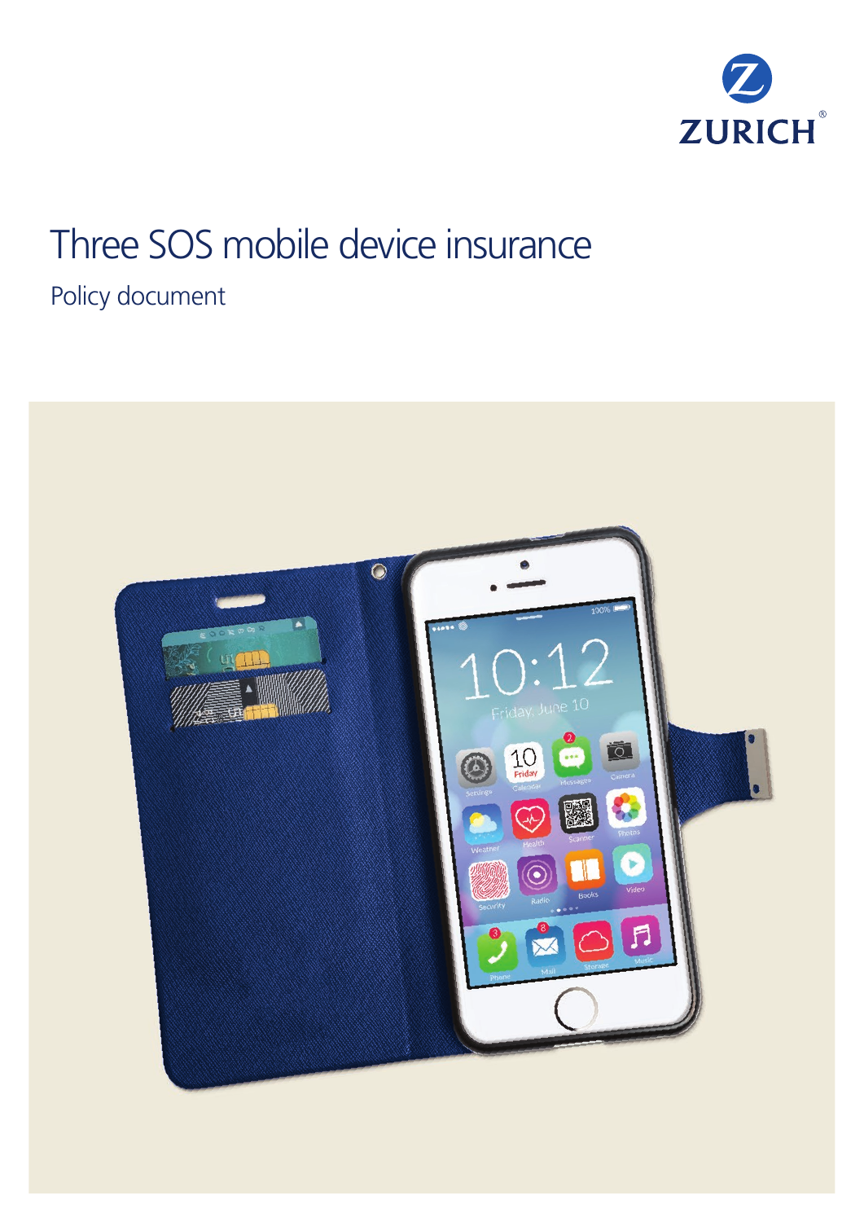ZURICH

# Three SOS mobile device insurance

Policy document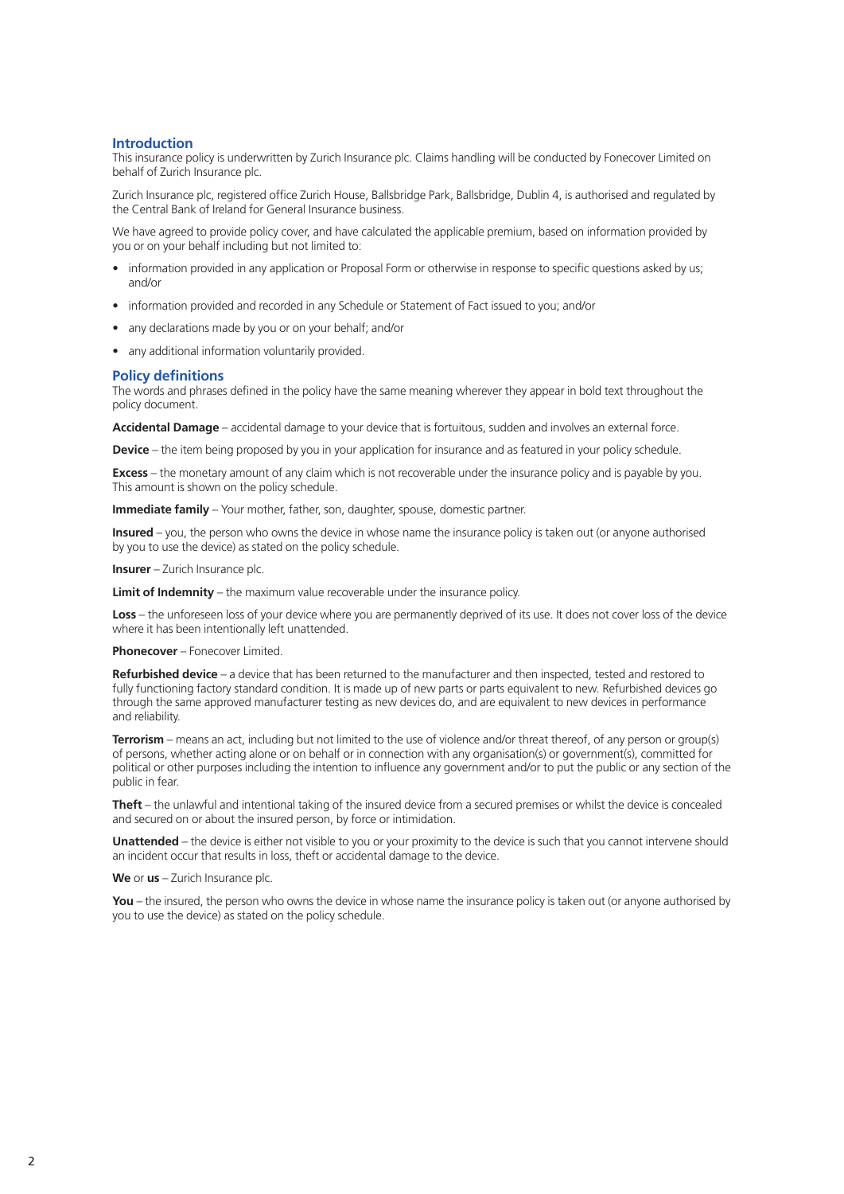## Introduction

This insurance policy is underwritten by Zurich Insurance plc. Claims handling will be conducted by Fonecover Limited on behalf of Zurich Insurance plc.

Zurich Insurance plc, registered office Zurich House, Ballsbridge Park, Ballsbridge, Dublin 4, is authorised and regulated by the Central Bank of Ireland for General Insurance business.

We have agreed to provide policy cover, and have calculated the applicable premium, based on information provided by you or on your behalf including but not limited to:

- information provided in any application or Proposal Form or otherwise in response to specific questions asked by us; and/or
- information provided and recorded in any Schedule or Statement of Fact issued to you; and/or
- any declarations made by you or on your behalf; and/or
- any additional information voluntarily provided.

## Policy definitions

The words and phrases defined in the policy have the same meaning wherever they appear in bold text throughout the policy document.

**Accidental Damage** – accidental damage to your device that is fortuitous, sudden and involves an external force.

**Device** – the item being proposed by you in your application for insurance and as featured in your policy schedule.

**Excess** – the monetary amount of any claim which is not recoverable under the insurance policy and is payable by you. This amount is shown on the policy schedule.

**Immediate family** – Your mother, father, son, daughter, spouse, domestic partner.

**Insured** – you, the person who owns the device in whose name the insurance policy is taken out (or anyone authorised by you to use the device) as stated on the policy schedule.

**Insurer** – Zurich Insurance plc.

**Limit of Indemnity** – the maximum value recoverable under the insurance policy.

**Loss** – the unforeseen loss of your device where you are permanently deprived of its use. It does not cover loss of the device where it has been intentionally left unattended.

**Phonecover** – Fonecover Limited.

**Refurbished device** – a device that has been returned to the manufacturer and then inspected, tested and restored to fully functioning factory standard condition. It is made up of new parts or parts equivalent to new. Refurbished devices go through the same approved manufacturer testing as new devices do, and are equivalent to new devices in performance and reliability.

**Terrorism** – means an act, including but not limited to the use of violence and/or threat thereof, of any person or group(s) of persons, whether acting alone or on behalf or in connection with any organisation(s) or government(s), committed for political or other purposes including the intention to influence any government and/or to put the public or any section of the public in fear.

**Theft** – the unlawful and intentional taking of the insured device from a secured premises or whilst the device is concealed and secured on or about the insured person, by force or intimidation.

**Unattended** – the device is either not visible to you or your proximity to the device is such that you cannot intervene should an incident occur that results in loss, theft or accidental damage to the device.

**We** or **us** – Zurich Insurance plc.

**You** – the insured, the person who owns the device in whose name the insurance policy is taken out (or anyone authorised by you to use the device) as stated on the policy schedule.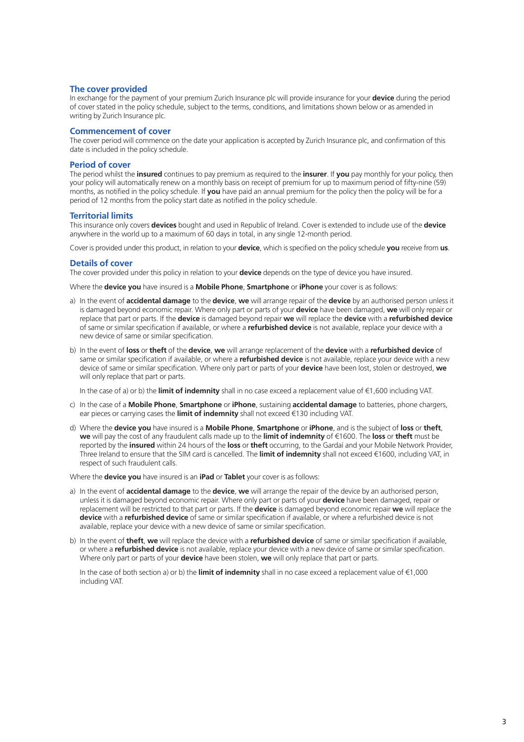## The cover provided

In exchange for the payment of your premium Zurich Insurance plc will provide insurance for your **device** during the period of cover stated in the policy schedule, subject to the terms, conditions, and limitations shown below or as amended in writing by Zurich Insurance plc.

## Commencement of cover

The cover period will commence on the date your application is accepted by Zurich Insurance plc, and confirmation of this date is included in the policy schedule.

## Period of cover

The period whilst the **insured** continues to pay premium as required to the **insurer**. If **you** pay monthly for your policy, then your policy will automatically renew on a monthly basis on receipt of premium for up to maximum period of fifty-nine (59) months, as notified in the policy schedule. If **you** have paid an annual premium for the policy then the policy will be for a period of 12 months from the policy start date as notified in the policy schedule.

## Territorial limits

This insurance only covers **devices** bought and used in Republic of Ireland. Cover is extended to include use of the **device** anywhere in the world up to a maximum of 60 days in total, in any single 12-month period.

Cover is provided under this product, in relation to your **device**, which is specified on the policy schedule **you** receive from **us**.

## Details of cover

The cover provided under this policy in relation to your **device** depends on the type of device you have insured.

Where the **device you** have insured is a **Mobile Phone**, **Smartphone** or **iPhone** your cover is as follows:

a) In the event of **accidental damage** to the **device**, **we** will arrange repair of the **device** by an authorised person unless it is damaged beyond economic repair. Where only part or parts of your **device** have been damaged, **we** will only repair or replace that part or parts. If the **device** is damaged beyond repair **we** will replace the **device** with a **refurbished device** of same or similar specification if available, or where a **refurbished device** is not available, replace your device with a new device of same or similar specification.

b) In the event of **loss** or **theft** of the **device**, **we** will arrange replacement of the **device** with a **refurbished device** of same or similar specification if available, or where a **refurbished device** is not available, replace your device with a new device of same or similar specification. Where only part or parts of your **device** have been lost, stolen or destroyed, **we** will only replace that part or parts.

   In the case of a) or b) the **limit of indemnity** shall in no case exceed a replacement value of €1,600 including VAT.

c) In the case of a **Mobile Phone**, **Smartphone** or **iPhone**, sustaining **accidental damage** to batteries, phone chargers, ear pieces or carrying cases the **limit of indemnity** shall not exceed €130 including VAT.

d) Where the **device you** have insured is a **Mobile Phone**, **Smartphone** or **iPhone**, and is the subject of **loss** or **theft**, **we** will pay the cost of any fraudulent calls made up to the **limit of indemnity** of €1600. The **loss** or **theft** must be reported by the **insured** within 24 hours of the **loss** or **theft** occurring, to the Gardaí and your Mobile Network Provider, Three Ireland to ensure that the SIM card is cancelled. The **limit of indemnity** shall not exceed €1600, including VAT, in respect of such fraudulent calls.

Where the **device you** have insured is an **iPad** or **Tablet** your cover is as follows:

a) In the event of **accidental damage** to the **device**, **we** will arrange the repair of the device by an authorised person, unless it is damaged beyond economic repair. Where only part or parts of your **device** have been damaged, repair or replacement will be restricted to that part or parts. If the **device** is damaged beyond economic repair **we** will replace the **device** with a **refurbished device** of same or similar specification if available, or where a refurbished device is not available, replace your device with a new device of same or similar specification.

b) In the event of **theft**, **we** will replace the device with a **refurbished device** of same or similar specification if available, or where a **refurbished device** is not available, replace your device with a new device of same or similar specification. Where only part or parts of your **device** have been stolen, **we** will only replace that part or parts.

   In the case of both section a) or b) the **limit of indemnity** shall in no case exceed a replacement value of €1,000 including VAT.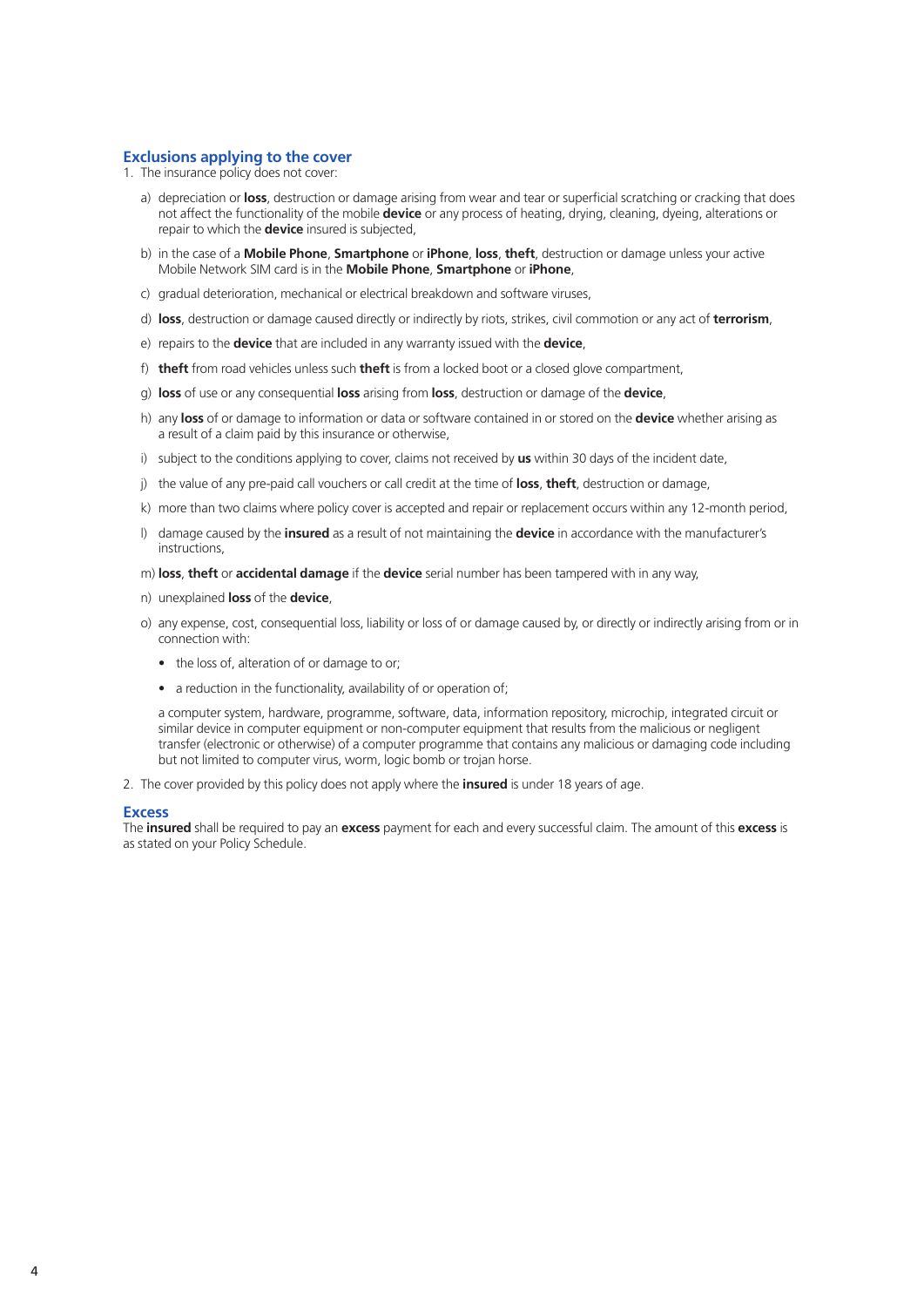## Exclusions applying to the cover

1. The insurance policy does not cover:

   a) depreciation or **loss**, destruction or damage arising from wear and tear or superficial scratching or cracking that does not affect the functionality of the mobile **device** or any process of heating, drying, cleaning, dyeing, alterations or repair to which the **device** insured is subjected,

   b) in the case of a **Mobile Phone**, **Smartphone** or **iPhone**, **loss**, **theft**, destruction or damage unless your active Mobile Network SIM card is in the **Mobile Phone**, **Smartphone** or **iPhone**,

   c) gradual deterioration, mechanical or electrical breakdown and software viruses,

   d) **loss**, destruction or damage caused directly or indirectly by riots, strikes, civil commotion or any act of **terrorism**,

   e) repairs to the **device** that are included in any warranty issued with the **device**,

   f) **theft** from road vehicles unless such **theft** is from a locked boot or a closed glove compartment,

   g) **loss** of use or any consequential **loss** arising from **loss**, destruction or damage of the **device**,

   h) any **loss** of or damage to information or data or software contained in or stored on the **device** whether arising as a result of a claim paid by this insurance or otherwise,

   i) subject to the conditions applying to cover, claims not received by **us** within 30 days of the incident date,

   j) the value of any pre-paid call vouchers or call credit at the time of **loss**, **theft**, destruction or damage,

   k) more than two claims where policy cover is accepted and repair or replacement occurs within any 12-month period,

   l) damage caused by the **insured** as a result of not maintaining the **device** in accordance with the manufacturer's instructions,

   m) **loss**, **theft** or **accidental damage** if the **device** serial number has been tampered with in any way,

   n) unexplained **loss** of the **device**,

   o) any expense, cost, consequential loss, liability or loss of or damage caused by, or directly or indirectly arising from or in connection with:

      - the loss of, alteration of or damage to or;
      - a reduction in the functionality, availability of or operation of;

      a computer system, hardware, programme, software, data, information repository, microchip, integrated circuit or similar device in computer equipment or non-computer equipment that results from the malicious or negligent transfer (electronic or otherwise) of a computer programme that contains any malicious or damaging code including but not limited to computer virus, worm, logic bomb or trojan horse.

2. The cover provided by this policy does not apply where the **insured** is under 18 years of age.

## Excess

The **insured** shall be required to pay an **excess** payment for each and every successful claim. The amount of this **excess** is as stated on your Policy Schedule.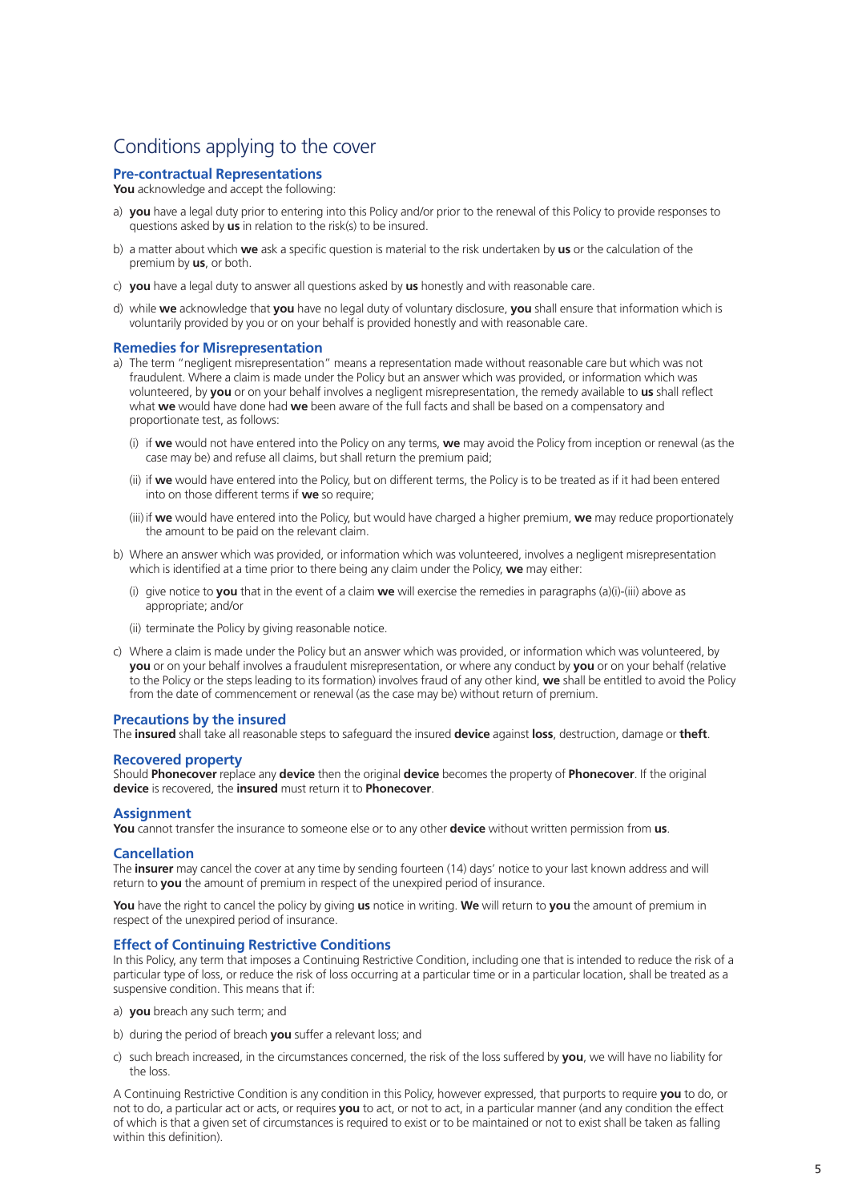# Conditions applying to the cover

## Pre-contractual Representations

**You** acknowledge and accept the following:

a) **you** have a legal duty prior to entering into this Policy and/or prior to the renewal of this Policy to provide responses to questions asked by **us** in relation to the risk(s) to be insured.

b) a matter about which **we** ask a specific question is material to the risk undertaken by **us** or the calculation of the premium by **us**, or both.

c) **you** have a legal duty to answer all questions asked by **us** honestly and with reasonable care.

d) while **we** acknowledge that **you** have no legal duty of voluntary disclosure, **you** shall ensure that information which is voluntarily provided by you or on your behalf is provided honestly and with reasonable care.

## Remedies for Misrepresentation

a) The term "negligent misrepresentation" means a representation made without reasonable care but which was not fraudulent. Where a claim is made under the Policy but an answer which was provided, or information which was volunteered, by **you** or on your behalf involves a negligent misrepresentation, the remedy available to **us** shall reflect what **we** would have done had **we** been aware of the full facts and shall be based on a compensatory and proportionate test, as follows:

   (i) if **we** would not have entered into the Policy on any terms, **we** may avoid the Policy from inception or renewal (as the case may be) and refuse all claims, but shall return the premium paid;

   (ii) if **we** would have entered into the Policy, but on different terms, the Policy is to be treated as if it had been entered into on those different terms if **we** so require;

   (iii) if **we** would have entered into the Policy, but would have charged a higher premium, **we** may reduce proportionately the amount to be paid on the relevant claim.

b) Where an answer which was provided, or information which was volunteered, involves a negligent misrepresentation which is identified at a time prior to there being any claim under the Policy, **we** may either:

   (i) give notice to **you** that in the event of a claim **we** will exercise the remedies in paragraphs (a)(i)-(iii) above as appropriate; and/or

   (ii) terminate the Policy by giving reasonable notice.

c) Where a claim is made under the Policy but an answer which was provided, or information which was volunteered, by **you** or on your behalf involves a fraudulent misrepresentation, or where any conduct by **you** or on your behalf (relative to the Policy or the steps leading to its formation) involves fraud of any other kind, **we** shall be entitled to avoid the Policy from the date of commencement or renewal (as the case may be) without return of premium.

## Precautions by the insured

The **insured** shall take all reasonable steps to safeguard the insured **device** against **loss**, destruction, damage or **theft**.

## Recovered property

Should **Phonecover** replace any **device** then the original **device** becomes the property of **Phonecover**. If the original **device** is recovered, the **insured** must return it to **Phonecover**.

## Assignment

**You** cannot transfer the insurance to someone else or to any other **device** without written permission from **us**.

## Cancellation

The **insurer** may cancel the cover at any time by sending fourteen (14) days' notice to your last known address and will return to **you** the amount of premium in respect of the unexpired period of insurance.

**You** have the right to cancel the policy by giving **us** notice in writing. **We** will return to **you** the amount of premium in respect of the unexpired period of insurance.

## Effect of Continuing Restrictive Conditions

In this Policy, any term that imposes a Continuing Restrictive Condition, including one that is intended to reduce the risk of a particular type of loss, or reduce the risk of loss occurring at a particular time or in a particular location, shall be treated as a suspensive condition. This means that if:

a) **you** breach any such term; and

b) during the period of breach **you** suffer a relevant loss; and

c) such breach increased, in the circumstances concerned, the risk of the loss suffered by **you**, we will have no liability for the loss.

A Continuing Restrictive Condition is any condition in this Policy, however expressed, that purports to require **you** to do, or not to do, a particular act or acts, or requires **you** to act, or not to act, in a particular manner (and any condition the effect of which is that a given set of circumstances is required to exist or to be maintained or not to exist shall be taken as falling within this definition).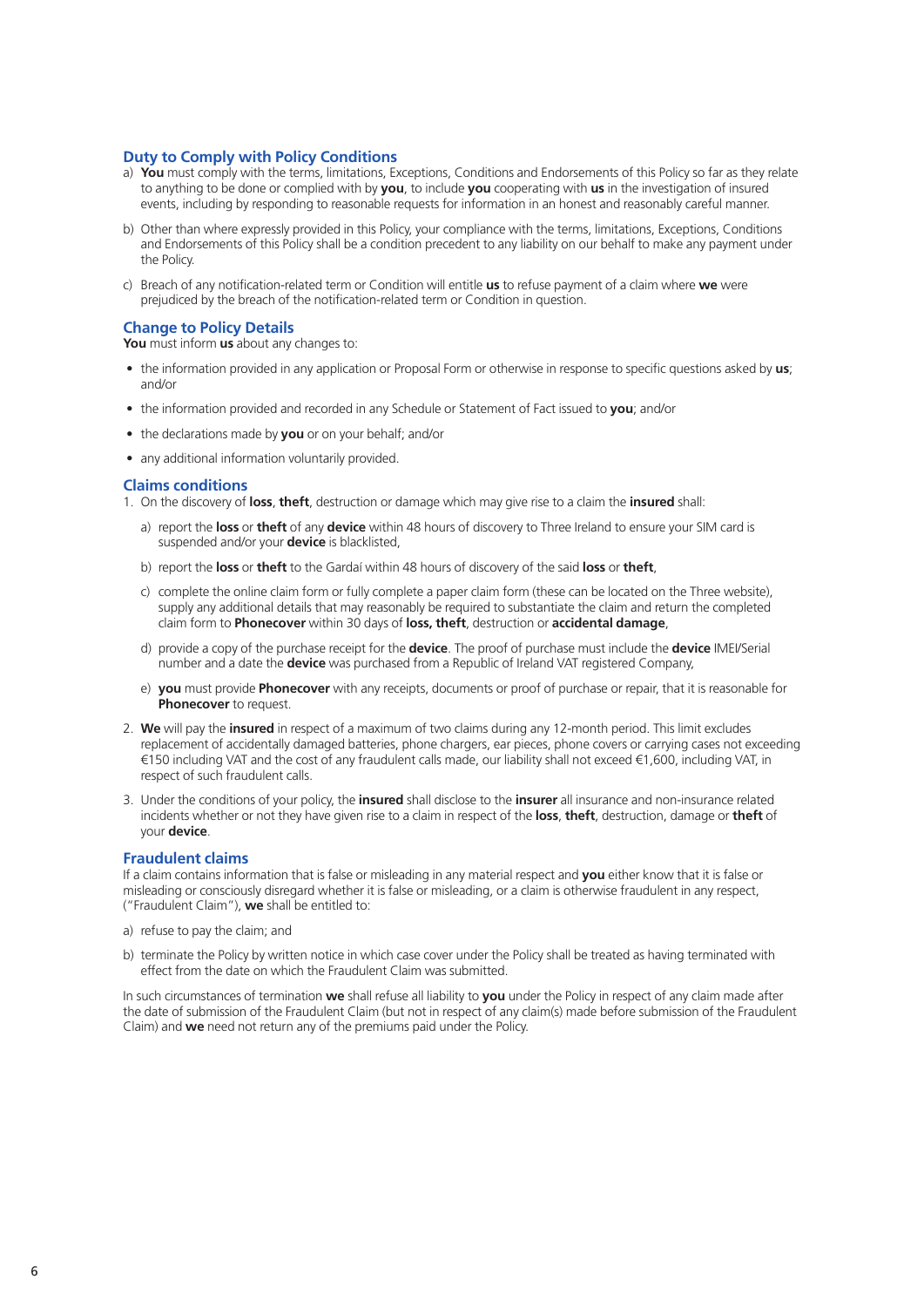## Duty to Comply with Policy Conditions

a) **You** must comply with the terms, limitations, Exceptions, Conditions and Endorsements of this Policy so far as they relate to anything to be done or complied with by **you**, to include **you** cooperating with **us** in the investigation of insured events, including by responding to reasonable requests for information in an honest and reasonably careful manner.

b) Other than where expressly provided in this Policy, your compliance with the terms, limitations, Exceptions, Conditions and Endorsements of this Policy shall be a condition precedent to any liability on our behalf to make any payment under the Policy.

c) Breach of any notification-related term or Condition will entitle **us** to refuse payment of a claim where **we** were prejudiced by the breach of the notification-related term or Condition in question.

## Change to Policy Details

**You** must inform **us** about any changes to:

- the information provided in any application or Proposal Form or otherwise in response to specific questions asked by **us**; and/or
- the information provided and recorded in any Schedule or Statement of Fact issued to **you**; and/or
- the declarations made by **you** or on your behalf; and/or
- any additional information voluntarily provided.

## Claims conditions

1. On the discovery of **loss**, **theft**, destruction or damage which may give rise to a claim the **insured** shall:

    a) report the **loss** or **theft** of any **device** within 48 hours of discovery to Three Ireland to ensure your SIM card is suspended and/or your **device** is blacklisted,

    b) report the **loss** or **theft** to the Gardaí within 48 hours of discovery of the said **loss** or **theft**,

    c) complete the online claim form or fully complete a paper claim form (these can be located on the Three website), supply any additional details that may reasonably be required to substantiate the claim and return the completed claim form to **Phonecover** within 30 days of **loss, theft**, destruction or **accidental damage**,

    d) provide a copy of the purchase receipt for the **device**. The proof of purchase must include the **device** IMEI/Serial number and a date the **device** was purchased from a Republic of Ireland VAT registered Company,

    e) **you** must provide **Phonecover** with any receipts, documents or proof of purchase or repair, that it is reasonable for **Phonecover** to request.

2. **We** will pay the **insured** in respect of a maximum of two claims during any 12-month period. This limit excludes replacement of accidentally damaged batteries, phone chargers, ear pieces, phone covers or carrying cases not exceeding €150 including VAT and the cost of any fraudulent calls made, our liability shall not exceed €1,600, including VAT, in respect of such fraudulent calls.

3. Under the conditions of your policy, the **insured** shall disclose to the **insurer** all insurance and non-insurance related incidents whether or not they have given rise to a claim in respect of the **loss**, **theft**, destruction, damage or **theft** of your **device**.

## Fraudulent claims

If a claim contains information that is false or misleading in any material respect and **you** either know that it is false or misleading or consciously disregard whether it is false or misleading, or a claim is otherwise fraudulent in any respect, ("Fraudulent Claim"), **we** shall be entitled to:

a) refuse to pay the claim; and

b) terminate the Policy by written notice in which case cover under the Policy shall be treated as having terminated with effect from the date on which the Fraudulent Claim was submitted.

In such circumstances of termination **we** shall refuse all liability to **you** under the Policy in respect of any claim made after the date of submission of the Fraudulent Claim (but not in respect of any claim(s) made before submission of the Fraudulent Claim) and **we** need not return any of the premiums paid under the Policy.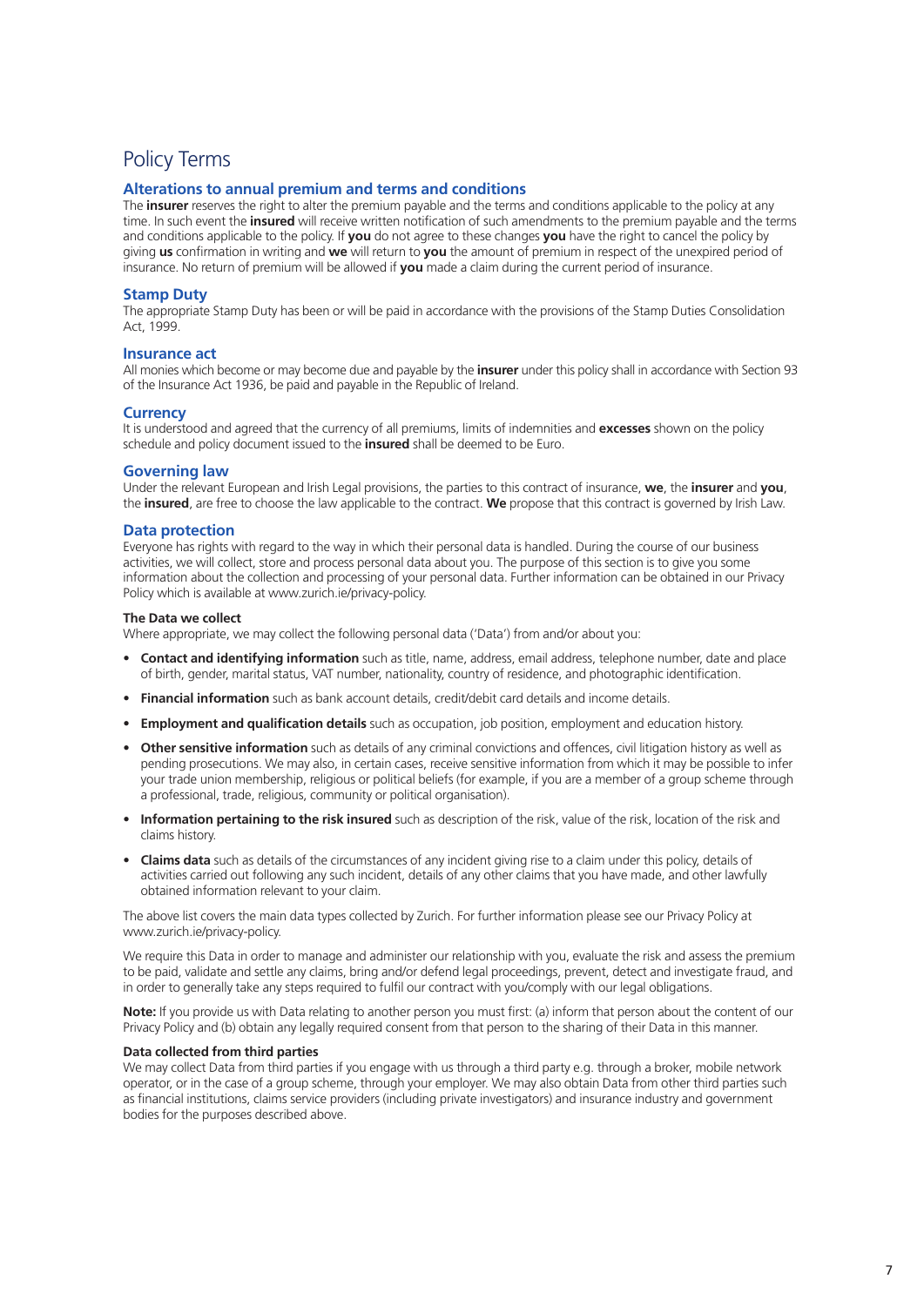# Policy Terms

## Alterations to annual premium and terms and conditions

The **insurer** reserves the right to alter the premium payable and the terms and conditions applicable to the policy at any time. In such event the **insured** will receive written notification of such amendments to the premium payable and the terms and conditions applicable to the policy. If **you** do not agree to these changes **you** have the right to cancel the policy by giving **us** confirmation in writing and **we** will return to **you** the amount of premium in respect of the unexpired period of insurance. No return of premium will be allowed if **you** made a claim during the current period of insurance.

## Stamp Duty

The appropriate Stamp Duty has been or will be paid in accordance with the provisions of the Stamp Duties Consolidation Act, 1999.

## Insurance act

All monies which become or may become due and payable by the **insurer** under this policy shall in accordance with Section 93 of the Insurance Act 1936, be paid and payable in the Republic of Ireland.

## Currency

It is understood and agreed that the currency of all premiums, limits of indemnities and **excesses** shown on the policy schedule and policy document issued to the **insured** shall be deemed to be Euro.

## Governing law

Under the relevant European and Irish Legal provisions, the parties to this contract of insurance, **we**, the **insurer** and **you**, the **insured**, are free to choose the law applicable to the contract. **We** propose that this contract is governed by Irish Law.

## Data protection

Everyone has rights with regard to the way in which their personal data is handled. During the course of our business activities, we will collect, store and process personal data about you. The purpose of this section is to give you some information about the collection and processing of your personal data. Further information can be obtained in our Privacy Policy which is available at www.zurich.ie/privacy-policy.

### The Data we collect

Where appropriate, we may collect the following personal data ('Data') from and/or about you:

- **Contact and identifying information** such as title, name, address, email address, telephone number, date and place of birth, gender, marital status, VAT number, nationality, country of residence, and photographic identification.
- **Financial information** such as bank account details, credit/debit card details and income details.
- **Employment and qualification details** such as occupation, job position, employment and education history.
- **Other sensitive information** such as details of any criminal convictions and offences, civil litigation history as well as pending prosecutions. We may also, in certain cases, receive sensitive information from which it may be possible to infer your trade union membership, religious or political beliefs (for example, if you are a member of a group scheme through a professional, trade, religious, community or political organisation).
- **Information pertaining to the risk insured** such as description of the risk, value of the risk, location of the risk and claims history.
- **Claims data** such as details of the circumstances of any incident giving rise to a claim under this policy, details of activities carried out following any such incident, details of any other claims that you have made, and other lawfully obtained information relevant to your claim.

The above list covers the main data types collected by Zurich. For further information please see our Privacy Policy at www.zurich.ie/privacy-policy.

We require this Data in order to manage and administer our relationship with you, evaluate the risk and assess the premium to be paid, validate and settle any claims, bring and/or defend legal proceedings, prevent, detect and investigate fraud, and in order to generally take any steps required to fulfil our contract with you/comply with our legal obligations.

**Note:** If you provide us with Data relating to another person you must first: (a) inform that person about the content of our Privacy Policy and (b) obtain any legally required consent from that person to the sharing of their Data in this manner.

### Data collected from third parties

We may collect Data from third parties if you engage with us through a third party e.g. through a broker, mobile network operator, or in the case of a group scheme, through your employer. We may also obtain Data from other third parties such as financial institutions, claims service providers (including private investigators) and insurance industry and government bodies for the purposes described above.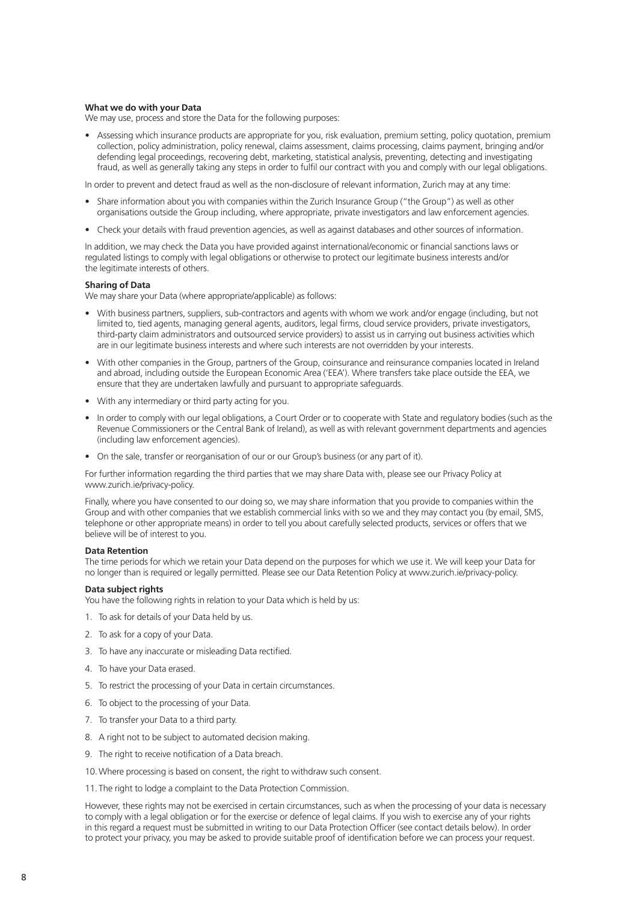**What we do with your Data**

We may use, process and store the Data for the following purposes:

- Assessing which insurance products are appropriate for you, risk evaluation, premium setting, policy quotation, premium collection, policy administration, policy renewal, claims assessment, claims processing, claims payment, bringing and/or defending legal proceedings, recovering debt, marketing, statistical analysis, preventing, detecting and investigating fraud, as well as generally taking any steps in order to fulfil our contract with you and comply with our legal obligations.

In order to prevent and detect fraud as well as the non-disclosure of relevant information, Zurich may at any time:

- Share information about you with companies within the Zurich Insurance Group ("the Group") as well as other organisations outside the Group including, where appropriate, private investigators and law enforcement agencies.
- Check your details with fraud prevention agencies, as well as against databases and other sources of information.

In addition, we may check the Data you have provided against international/economic or financial sanctions laws or regulated listings to comply with legal obligations or otherwise to protect our legitimate business interests and/or the legitimate interests of others.

**Sharing of Data**

We may share your Data (where appropriate/applicable) as follows:

- With business partners, suppliers, sub-contractors and agents with whom we work and/or engage (including, but not limited to, tied agents, managing general agents, auditors, legal firms, cloud service providers, private investigators, third-party claim administrators and outsourced service providers) to assist us in carrying out business activities which are in our legitimate business interests and where such interests are not overridden by your interests.
- With other companies in the Group, partners of the Group, coinsurance and reinsurance companies located in Ireland and abroad, including outside the European Economic Area ('EEA'). Where transfers take place outside the EEA, we ensure that they are undertaken lawfully and pursuant to appropriate safeguards.
- With any intermediary or third party acting for you.
- In order to comply with our legal obligations, a Court Order or to cooperate with State and regulatory bodies (such as the Revenue Commissioners or the Central Bank of Ireland), as well as with relevant government departments and agencies (including law enforcement agencies).
- On the sale, transfer or reorganisation of our or our Group's business (or any part of it).

For further information regarding the third parties that we may share Data with, please see our Privacy Policy at www.zurich.ie/privacy-policy.

Finally, where you have consented to our doing so, we may share information that you provide to companies within the Group and with other companies that we establish commercial links with so we and they may contact you (by email, SMS, telephone or other appropriate means) in order to tell you about carefully selected products, services or offers that we believe will be of interest to you.

**Data Retention**

The time periods for which we retain your Data depend on the purposes for which we use it. We will keep your Data for no longer than is required or legally permitted. Please see our Data Retention Policy at www.zurich.ie/privacy-policy.

**Data subject rights**

You have the following rights in relation to your Data which is held by us:

1. To ask for details of your Data held by us.
2. To ask for a copy of your Data.
3. To have any inaccurate or misleading Data rectified.
4. To have your Data erased.
5. To restrict the processing of your Data in certain circumstances.
6. To object to the processing of your Data.
7. To transfer your Data to a third party.
8. A right not to be subject to automated decision making.
9. The right to receive notification of a Data breach.
10. Where processing is based on consent, the right to withdraw such consent.
11. The right to lodge a complaint to the Data Protection Commission.

However, these rights may not be exercised in certain circumstances, such as when the processing of your data is necessary to comply with a legal obligation or for the exercise or defence of legal claims. If you wish to exercise any of your rights in this regard a request must be submitted in writing to our Data Protection Officer (see contact details below). In order to protect your privacy, you may be asked to provide suitable proof of identification before we can process your request.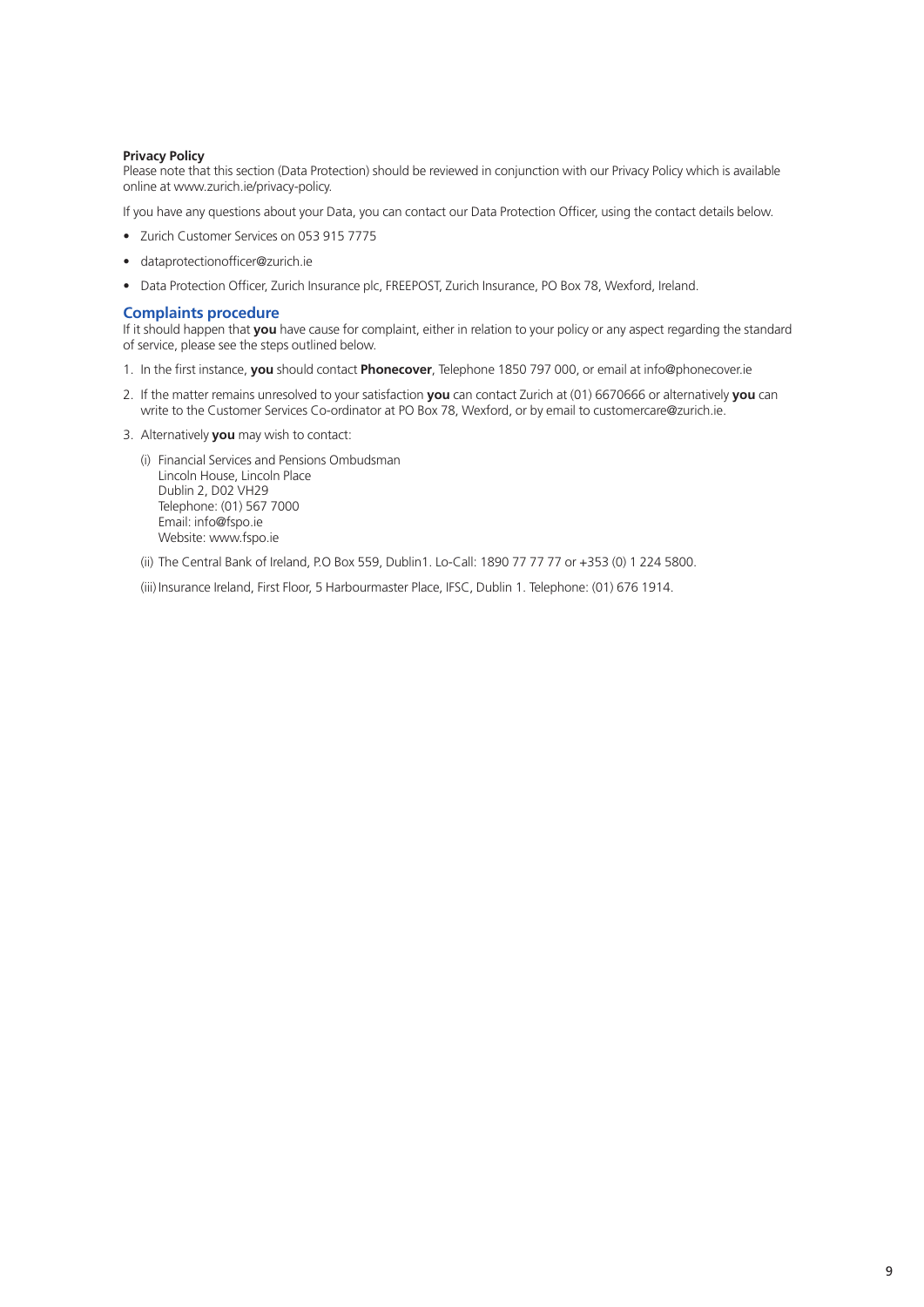**Privacy Policy**
Please note that this section (Data Protection) should be reviewed in conjunction with our Privacy Policy which is available online at www.zurich.ie/privacy-policy.

If you have any questions about your Data, you can contact our Data Protection Officer, using the contact details below.

- Zurich Customer Services on 053 915 7775
- dataprotectionofficer@zurich.ie
- Data Protection Officer, Zurich Insurance plc, FREEPOST, Zurich Insurance, PO Box 78, Wexford, Ireland.

## Complaints procedure

If it should happen that **you** have cause for complaint, either in relation to your policy or any aspect regarding the standard of service, please see the steps outlined below.

1. In the first instance, **you** should contact **Phonecover**, Telephone 1850 797 000, or email at info@phonecover.ie
2. If the matter remains unresolved to your satisfaction **you** can contact Zurich at (01) 6670666 or alternatively **you** can write to the Customer Services Co-ordinator at PO Box 78, Wexford, or by email to customercare@zurich.ie.
3. Alternatively **you** may wish to contact:

   (i) Financial Services and Pensions Ombudsman
   Lincoln House, Lincoln Place
   Dublin 2, D02 VH29
   Telephone: (01) 567 7000
   Email: info@fspo.ie
   Website: www.fspo.ie

   (ii) The Central Bank of Ireland, P.O Box 559, Dublin1. Lo-Call: 1890 77 77 77 or +353 (0) 1 224 5800.

   (iii) Insurance Ireland, First Floor, 5 Harbourmaster Place, IFSC, Dublin 1. Telephone: (01) 676 1914.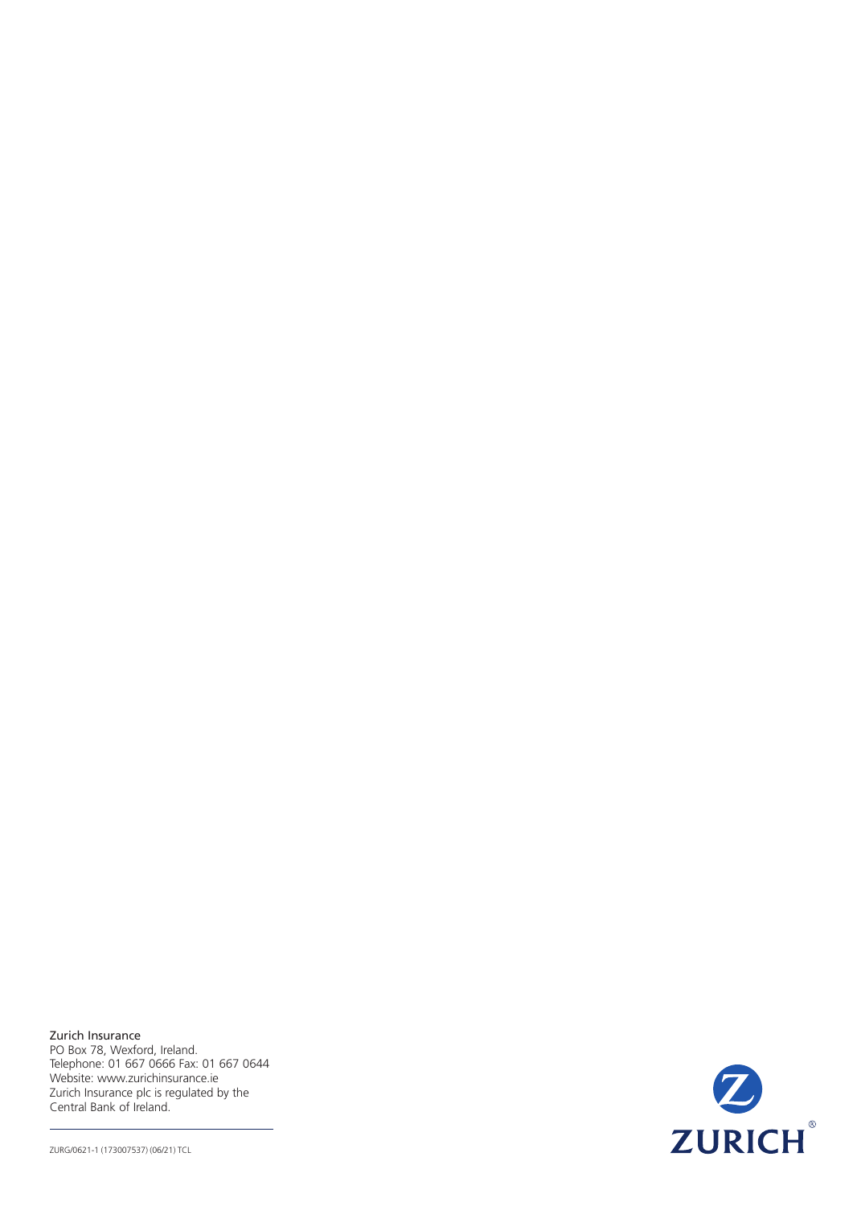Zurich Insurance
PO Box 78, Wexford, Ireland.
Telephone: 01 667 0666 Fax: 01 667 0644
Website: www.zurichinsurance.ie
Zurich Insurance plc is regulated by the
Central Bank of Ireland.

ZURG/0621-1 (173007537) (06/21) TCL

ZURICH®